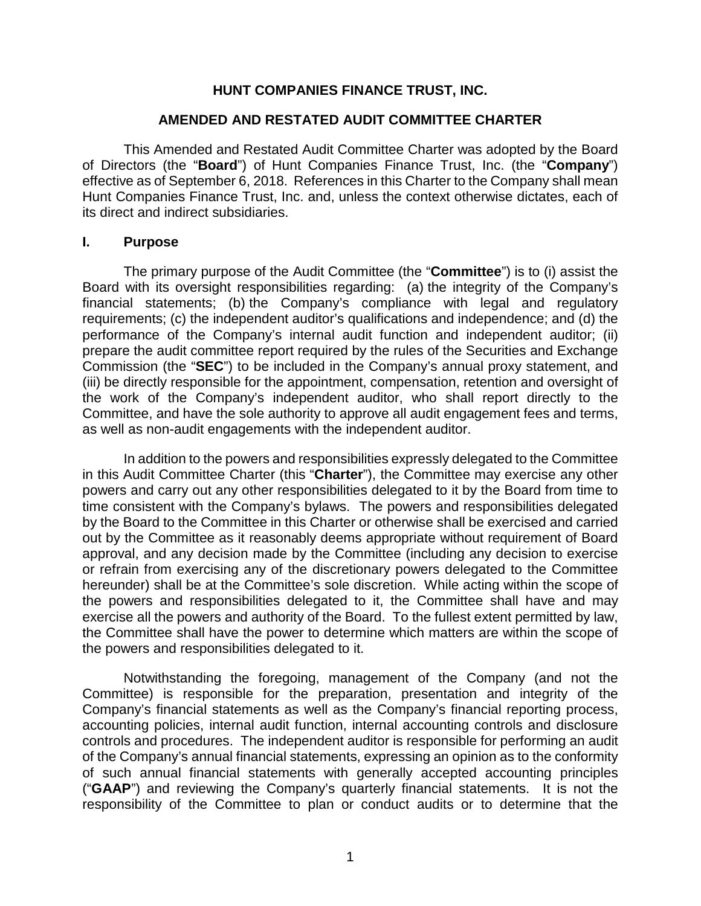# HUNT COMPANIES FINANCE TRUST, INC.

## AMENDED AND RESTATED AUDIT COMMITTEE CHARTER

This Amended and Restated Audit Committee Charter was adopted by the Board of Directors (the "**Board**") of Hunt Companies Finance Trust, Inc. (the "**Company**") effective as of September 6, 2018. References in this Charter to the Company shall mean Hunt Companies Finance Trust, Inc. and, unless the context otherwise dictates, each of its direct and indirect subsidiaries.

## I. Purpose

The primary purpose of the Audit Committee (the "**Committee**") is to (i) assist the Board with its oversight responsibilities regarding: (a) the integrity of the Company's financial statements; (b) the Company's compliance with legal and regulatory requirements; (c) the independent auditor's qualifications and independence; and (d) the performance of the Company's internal audit function and independent auditor; (ii) prepare the audit committee report required by the rules of the Securities and Exchange Commission (the "**SEC**") to be included in the Company's annual proxy statement, and (iii) be directly responsible for the appointment, compensation, retention and oversight of the work of the Company's independent auditor, who shall report directly to the Committee, and have the sole authority to approve all audit engagement fees and terms, as well as non-audit engagements with the independent auditor.

In addition to the powers and responsibilities expressly delegated to the Committee in this Audit Committee Charter (this "**Charter**"), the Committee may exercise any other powers and carry out any other responsibilities delegated to it by the Board from time to time consistent with the Company's bylaws. The powers and responsibilities delegated by the Board to the Committee in this Charter or otherwise shall be exercised and carried out by the Committee as it reasonably deems appropriate without requirement of Board approval, and any decision made by the Committee (including any decision to exercise or refrain from exercising any of the discretionary powers delegated to the Committee hereunder) shall be at the Committee's sole discretion. While acting within the scope of the powers and responsibilities delegated to it, the Committee shall have and may exercise all the powers and authority of the Board. To the fullest extent permitted by law, the Committee shall have the power to determine which matters are within the scope of the powers and responsibilities delegated to it.

Notwithstanding the foregoing, management of the Company (and not the Committee) is responsible for the preparation, presentation and integrity of the Company's financial statements as well as the Company's financial reporting process, accounting policies, internal audit function, internal accounting controls and disclosure controls and procedures. The independent auditor is responsible for performing an audit of the Company's annual financial statements, expressing an opinion as to the conformity of such annual financial statements with generally accepted accounting principles ("**GAAP**") and reviewing the Company's quarterly financial statements. It is not the responsibility of the Committee to plan or conduct audits or to determine that the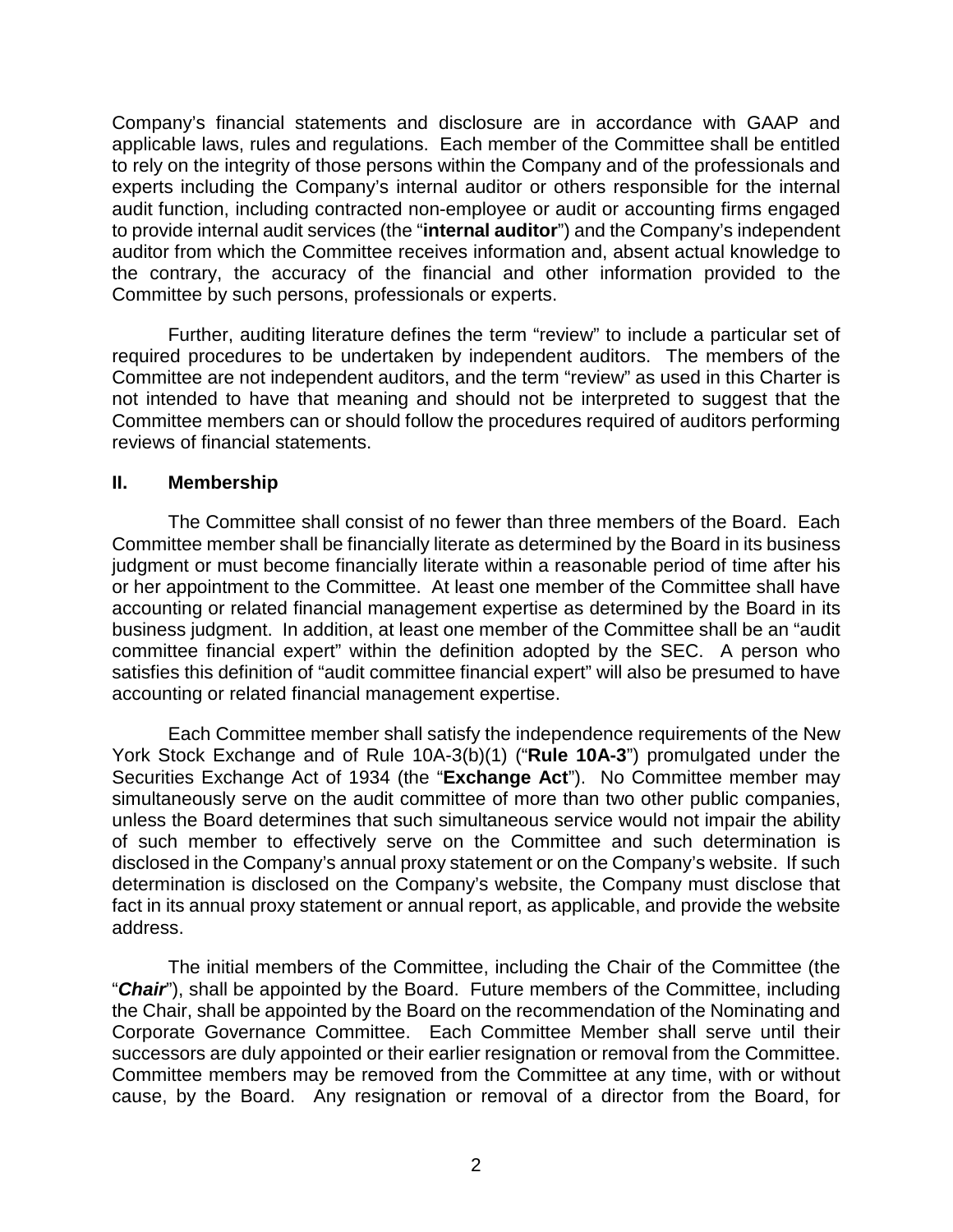Company's financial statements and disclosure are in accordance with GAAP and applicable laws, rules and regulations. Each member of the Committee shall be entitled to rely on the integrity of those persons within the Company and of the professionals and experts including the Company's internal auditor or others responsible for the internal audit function, including contracted non-employee or audit or accounting firms engaged to provide internal audit services (the "**internal auditor**") and the Company's independent auditor from which the Committee receives information and, absent actual knowledge to the contrary, the accuracy of the financial and other information provided to the Committee by such persons, professionals or experts.

Further, auditing literature defines the term "review" to include a particular set of required procedures to be undertaken by independent auditors. The members of the Committee are not independent auditors, and the term "review" as used in this Charter is not intended to have that meaning and should not be interpreted to suggest that the Committee members can or should follow the procedures required of auditors performing reviews of financial statements.

## II. Membership

The Committee shall consist of no fewer than three members of the Board. Each Committee member shall be financially literate as determined by the Board in its business judgment or must become financially literate within a reasonable period of time after his or her appointment to the Committee. At least one member of the Committee shall have accounting or related financial management expertise as determined by the Board in its business judgment. In addition, at least one member of the Committee shall be an "audit committee financial expert" within the definition adopted by the SEC. A person who satisfies this definition of "audit committee financial expert" will also be presumed to have accounting or related financial management expertise.

Each Committee member shall satisfy the independence requirements of the New York Stock Exchange and of Rule 10A-3(b)(1) ("**Rule 10A-3**") promulgated under the Securities Exchange Act of 1934 (the "**Exchange Act**"). No Committee member may simultaneously serve on the audit committee of more than two other public companies, unless the Board determines that such simultaneous service would not impair the ability of such member to effectively serve on the Committee and such determination is disclosed in the Company's annual proxy statement or on the Company's website. If such determination is disclosed on the Company's website, the Company must disclose that fact in its annual proxy statement or annual report, as applicable, and provide the website address.

The initial members of the Committee, including the Chair of the Committee (the "***Chair***"), shall be appointed by the Board. Future members of the Committee, including the Chair, shall be appointed by the Board on the recommendation of the Nominating and Corporate Governance Committee. Each Committee Member shall serve until their successors are duly appointed or their earlier resignation or removal from the Committee. Committee members may be removed from the Committee at any time, with or without cause, by the Board. Any resignation or removal of a director from the Board, for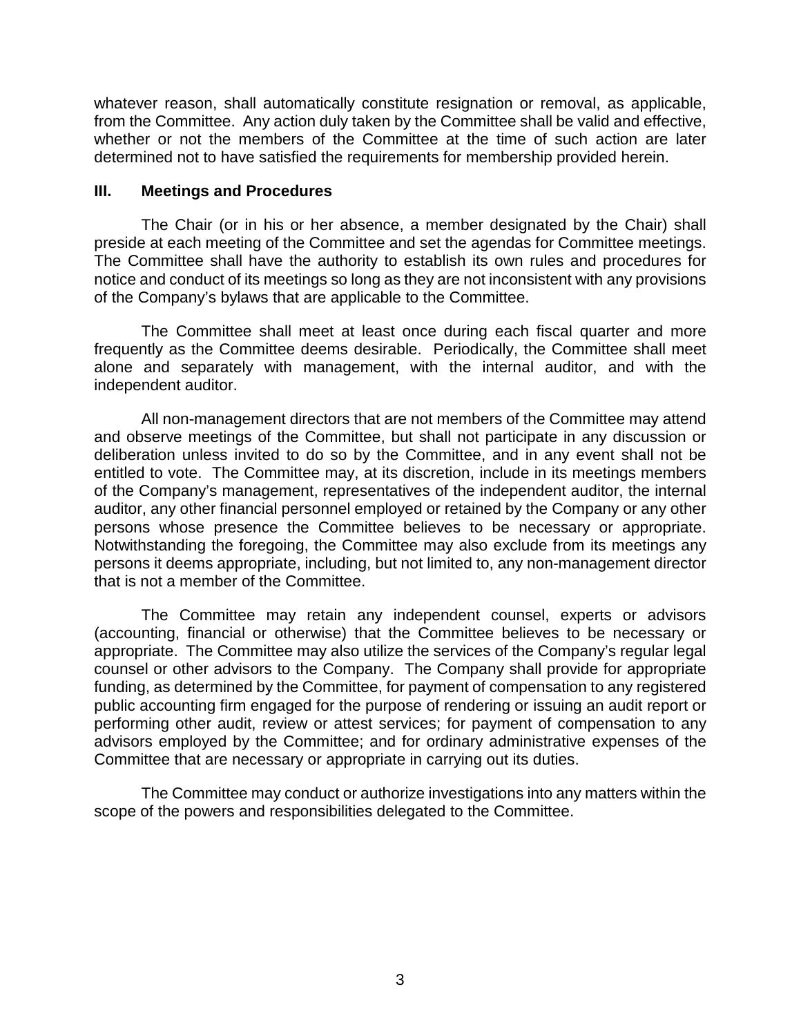whatever reason, shall automatically constitute resignation or removal, as applicable, from the Committee. Any action duly taken by the Committee shall be valid and effective, whether or not the members of the Committee at the time of such action are later determined not to have satisfied the requirements for membership provided herein.

## III. Meetings and Procedures

The Chair (or in his or her absence, a member designated by the Chair) shall preside at each meeting of the Committee and set the agendas for Committee meetings. The Committee shall have the authority to establish its own rules and procedures for notice and conduct of its meetings so long as they are not inconsistent with any provisions of the Company's bylaws that are applicable to the Committee.

The Committee shall meet at least once during each fiscal quarter and more frequently as the Committee deems desirable. Periodically, the Committee shall meet alone and separately with management, with the internal auditor, and with the independent auditor.

All non-management directors that are not members of the Committee may attend and observe meetings of the Committee, but shall not participate in any discussion or deliberation unless invited to do so by the Committee, and in any event shall not be entitled to vote. The Committee may, at its discretion, include in its meetings members of the Company's management, representatives of the independent auditor, the internal auditor, any other financial personnel employed or retained by the Company or any other persons whose presence the Committee believes to be necessary or appropriate. Notwithstanding the foregoing, the Committee may also exclude from its meetings any persons it deems appropriate, including, but not limited to, any non-management director that is not a member of the Committee.

The Committee may retain any independent counsel, experts or advisors (accounting, financial or otherwise) that the Committee believes to be necessary or appropriate. The Committee may also utilize the services of the Company's regular legal counsel or other advisors to the Company. The Company shall provide for appropriate funding, as determined by the Committee, for payment of compensation to any registered public accounting firm engaged for the purpose of rendering or issuing an audit report or performing other audit, review or attest services; for payment of compensation to any advisors employed by the Committee; and for ordinary administrative expenses of the Committee that are necessary or appropriate in carrying out its duties.

The Committee may conduct or authorize investigations into any matters within the scope of the powers and responsibilities delegated to the Committee.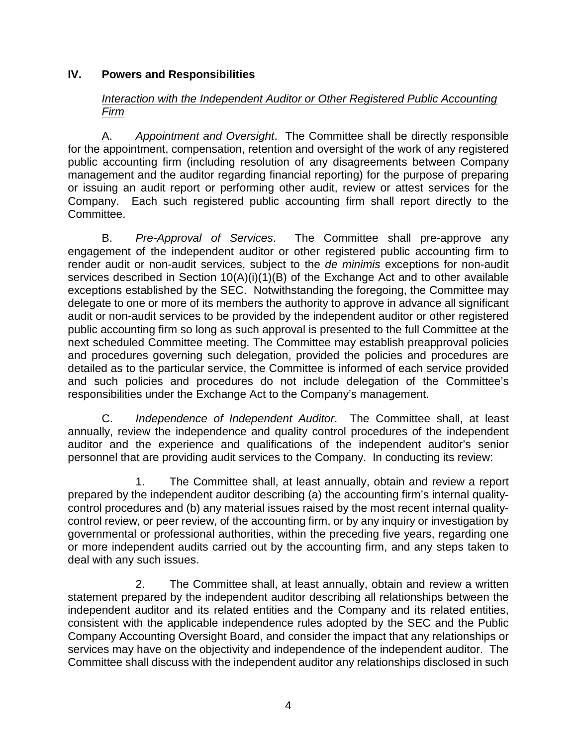## IV. Powers and Responsibilities

*Interaction with the Independent Auditor or Other Registered Public Accounting Firm*

A. *Appointment and Oversight*. The Committee shall be directly responsible for the appointment, compensation, retention and oversight of the work of any registered public accounting firm (including resolution of any disagreements between Company management and the auditor regarding financial reporting) for the purpose of preparing or issuing an audit report or performing other audit, review or attest services for the Company. Each such registered public accounting firm shall report directly to the Committee.

B. *Pre-Approval of Services*. The Committee shall pre-approve any engagement of the independent auditor or other registered public accounting firm to render audit or non-audit services, subject to the *de minimis* exceptions for non-audit services described in Section 10(A)(i)(1)(B) of the Exchange Act and to other available exceptions established by the SEC. Notwithstanding the foregoing, the Committee may delegate to one or more of its members the authority to approve in advance all significant audit or non-audit services to be provided by the independent auditor or other registered public accounting firm so long as such approval is presented to the full Committee at the next scheduled Committee meeting. The Committee may establish preapproval policies and procedures governing such delegation, provided the policies and procedures are detailed as to the particular service, the Committee is informed of each service provided and such policies and procedures do not include delegation of the Committee's responsibilities under the Exchange Act to the Company's management.

C. *Independence of Independent Auditor*. The Committee shall, at least annually, review the independence and quality control procedures of the independent auditor and the experience and qualifications of the independent auditor's senior personnel that are providing audit services to the Company. In conducting its review:

1. The Committee shall, at least annually, obtain and review a report prepared by the independent auditor describing (a) the accounting firm's internal quality-control procedures and (b) any material issues raised by the most recent internal quality-control review, or peer review, of the accounting firm, or by any inquiry or investigation by governmental or professional authorities, within the preceding five years, regarding one or more independent audits carried out by the accounting firm, and any steps taken to deal with any such issues.

2. The Committee shall, at least annually, obtain and review a written statement prepared by the independent auditor describing all relationships between the independent auditor and its related entities and the Company and its related entities, consistent with the applicable independence rules adopted by the SEC and the Public Company Accounting Oversight Board, and consider the impact that any relationships or services may have on the objectivity and independence of the independent auditor. The Committee shall discuss with the independent auditor any relationships disclosed in such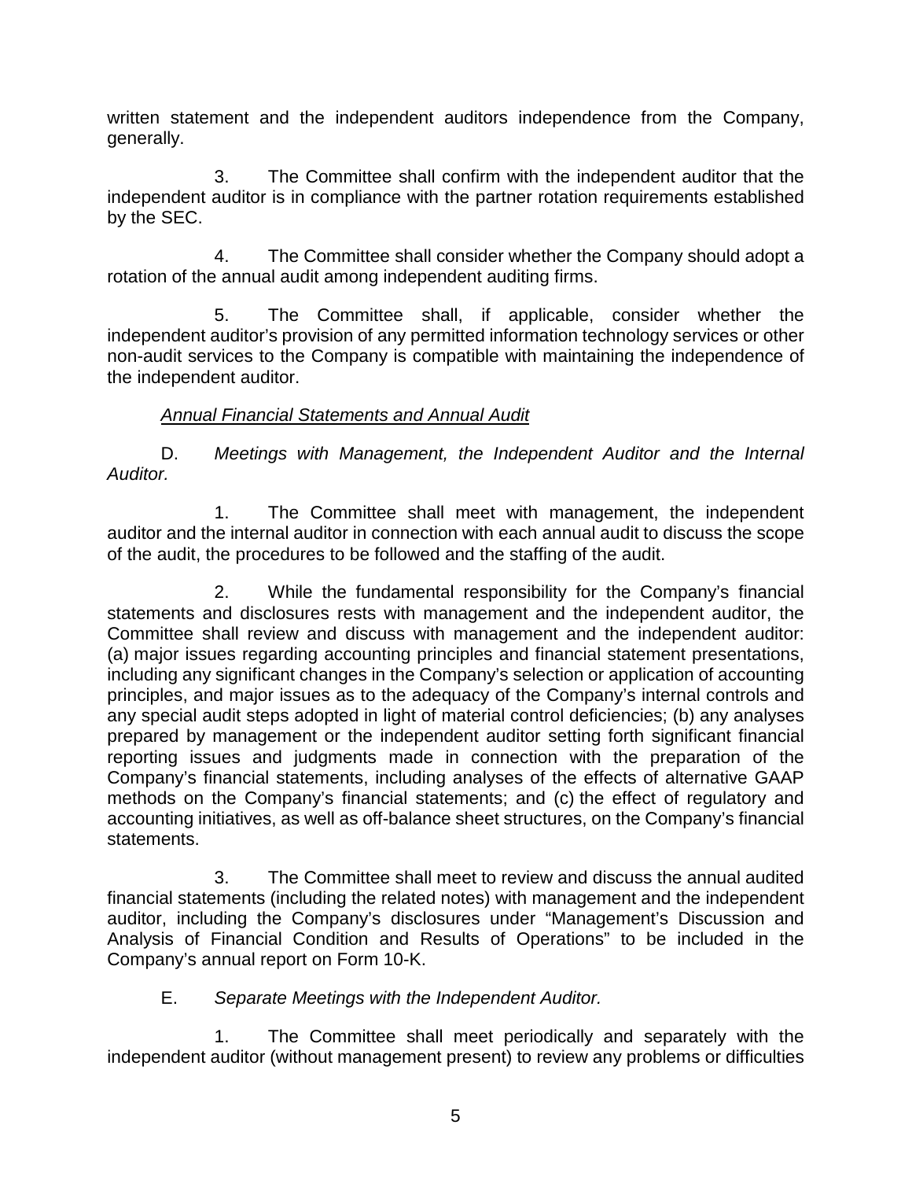written statement and the independent auditors independence from the Company, generally.

3. The Committee shall confirm with the independent auditor that the independent auditor is in compliance with the partner rotation requirements established by the SEC.

4. The Committee shall consider whether the Company should adopt a rotation of the annual audit among independent auditing firms.

5. The Committee shall, if applicable, consider whether the independent auditor's provision of any permitted information technology services or other non-audit services to the Company is compatible with maintaining the independence of the independent auditor.

<u>*Annual Financial Statements and Annual Audit*</u>

D. *Meetings with Management, the Independent Auditor and the Internal Auditor.*

1. The Committee shall meet with management, the independent auditor and the internal auditor in connection with each annual audit to discuss the scope of the audit, the procedures to be followed and the staffing of the audit.

2. While the fundamental responsibility for the Company's financial statements and disclosures rests with management and the independent auditor, the Committee shall review and discuss with management and the independent auditor: (a) major issues regarding accounting principles and financial statement presentations, including any significant changes in the Company's selection or application of accounting principles, and major issues as to the adequacy of the Company's internal controls and any special audit steps adopted in light of material control deficiencies; (b) any analyses prepared by management or the independent auditor setting forth significant financial reporting issues and judgments made in connection with the preparation of the Company's financial statements, including analyses of the effects of alternative GAAP methods on the Company's financial statements; and (c) the effect of regulatory and accounting initiatives, as well as off-balance sheet structures, on the Company's financial statements.

3. The Committee shall meet to review and discuss the annual audited financial statements (including the related notes) with management and the independent auditor, including the Company's disclosures under "Management's Discussion and Analysis of Financial Condition and Results of Operations" to be included in the Company's annual report on Form 10-K.

E. *Separate Meetings with the Independent Auditor.*

1. The Committee shall meet periodically and separately with the independent auditor (without management present) to review any problems or difficulties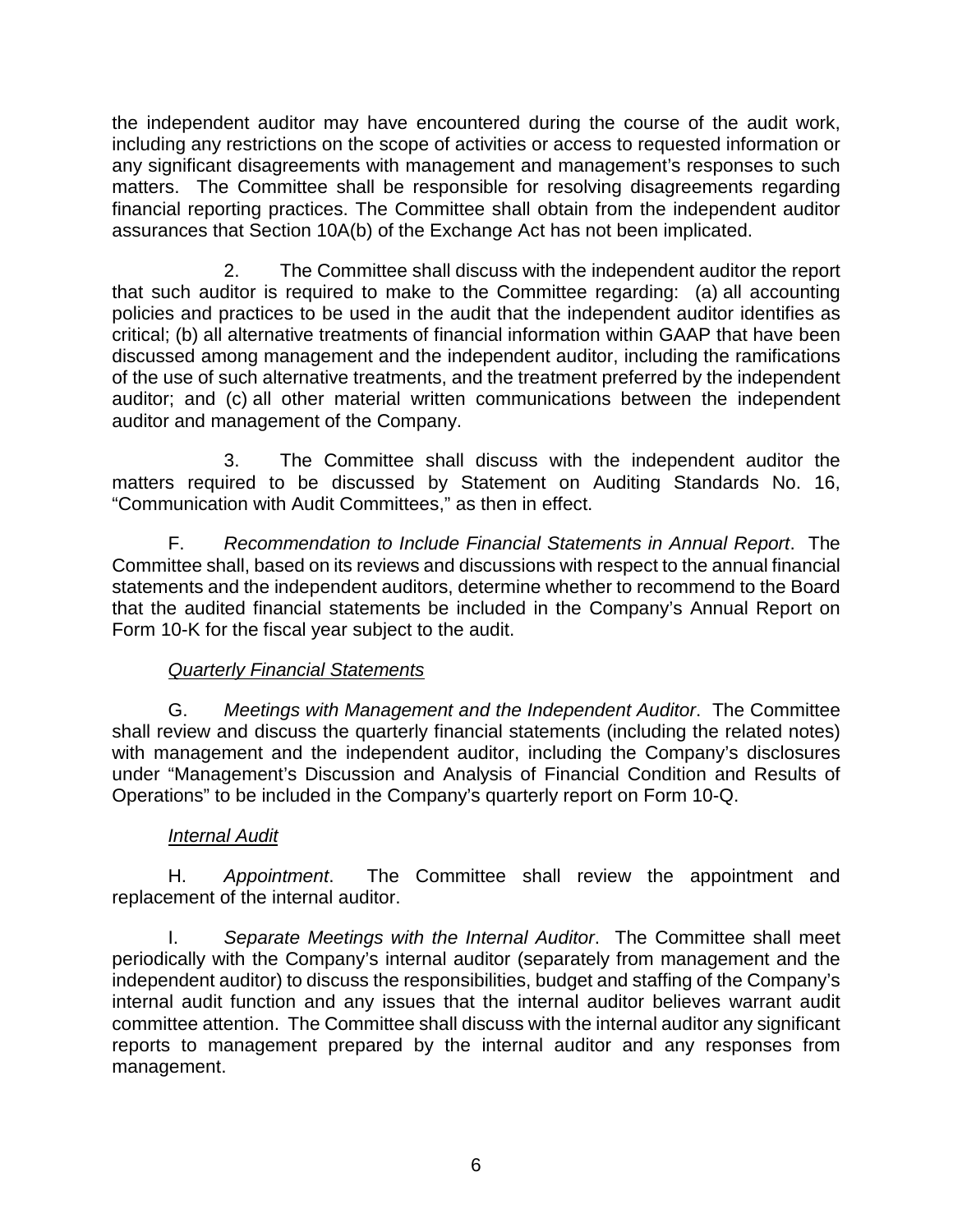the independent auditor may have encountered during the course of the audit work, including any restrictions on the scope of activities or access to requested information or any significant disagreements with management and management's responses to such matters. The Committee shall be responsible for resolving disagreements regarding financial reporting practices. The Committee shall obtain from the independent auditor assurances that Section 10A(b) of the Exchange Act has not been implicated.

2. The Committee shall discuss with the independent auditor the report that such auditor is required to make to the Committee regarding: (a) all accounting policies and practices to be used in the audit that the independent auditor identifies as critical; (b) all alternative treatments of financial information within GAAP that have been discussed among management and the independent auditor, including the ramifications of the use of such alternative treatments, and the treatment preferred by the independent auditor; and (c) all other material written communications between the independent auditor and management of the Company.

3. The Committee shall discuss with the independent auditor the matters required to be discussed by Statement on Auditing Standards No. 16, "Communication with Audit Committees," as then in effect.

F. *Recommendation to Include Financial Statements in Annual Report*. The Committee shall, based on its reviews and discussions with respect to the annual financial statements and the independent auditors, determine whether to recommend to the Board that the audited financial statements be included in the Company's Annual Report on Form 10-K for the fiscal year subject to the audit.

*Quarterly Financial Statements*

G. *Meetings with Management and the Independent Auditor*. The Committee shall review and discuss the quarterly financial statements (including the related notes) with management and the independent auditor, including the Company's disclosures under "Management's Discussion and Analysis of Financial Condition and Results of Operations" to be included in the Company's quarterly report on Form 10-Q.

*Internal Audit*

H. *Appointment*. The Committee shall review the appointment and replacement of the internal auditor.

I. *Separate Meetings with the Internal Auditor*. The Committee shall meet periodically with the Company's internal auditor (separately from management and the independent auditor) to discuss the responsibilities, budget and staffing of the Company's internal audit function and any issues that the internal auditor believes warrant audit committee attention. The Committee shall discuss with the internal auditor any significant reports to management prepared by the internal auditor and any responses from management.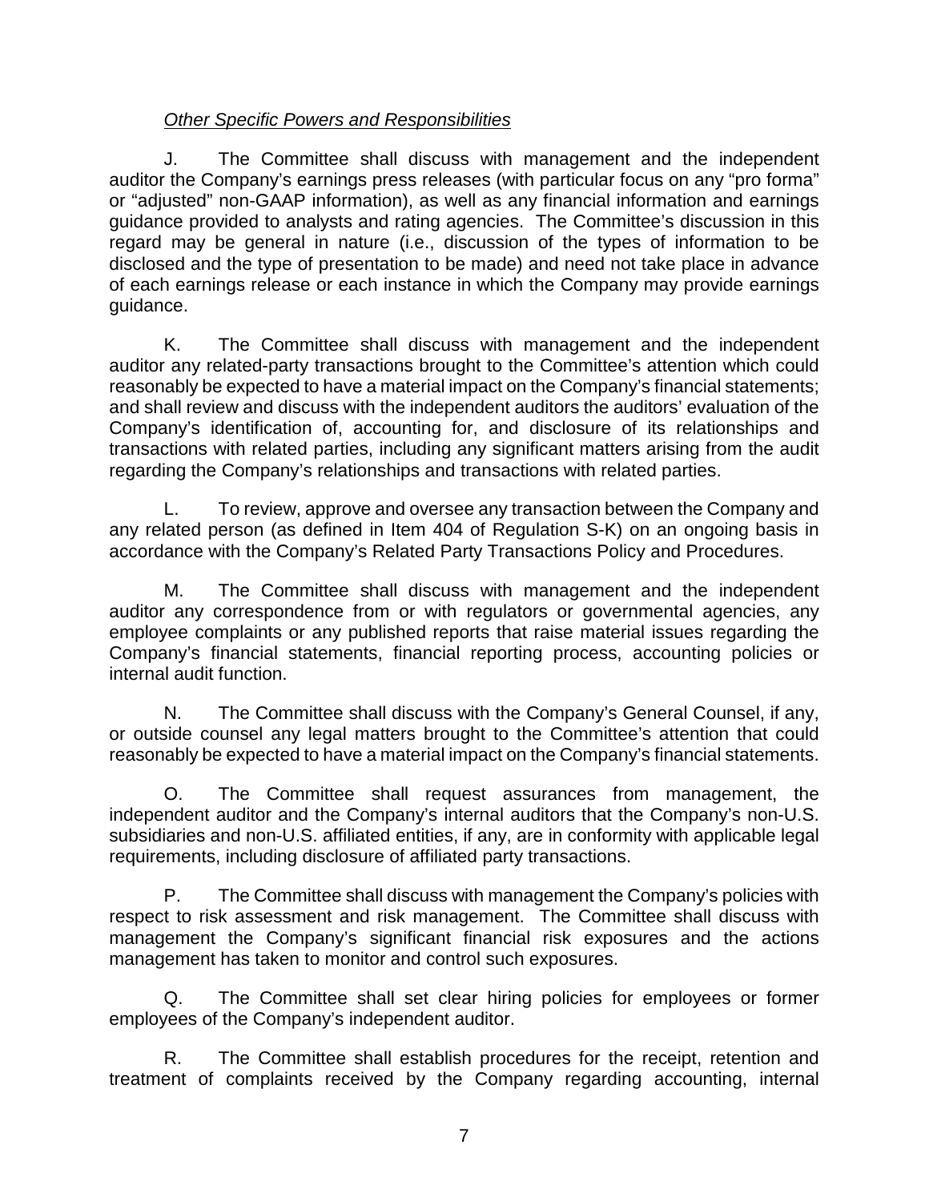*Other Specific Powers and Responsibilities*

J. The Committee shall discuss with management and the independent auditor the Company's earnings press releases (with particular focus on any "pro forma" or "adjusted" non-GAAP information), as well as any financial information and earnings guidance provided to analysts and rating agencies. The Committee's discussion in this regard may be general in nature (i.e., discussion of the types of information to be disclosed and the type of presentation to be made) and need not take place in advance of each earnings release or each instance in which the Company may provide earnings guidance.

K. The Committee shall discuss with management and the independent auditor any related-party transactions brought to the Committee's attention which could reasonably be expected to have a material impact on the Company's financial statements; and shall review and discuss with the independent auditors the auditors' evaluation of the Company's identification of, accounting for, and disclosure of its relationships and transactions with related parties, including any significant matters arising from the audit regarding the Company's relationships and transactions with related parties.

L. To review, approve and oversee any transaction between the Company and any related person (as defined in Item 404 of Regulation S-K) on an ongoing basis in accordance with the Company's Related Party Transactions Policy and Procedures.

M. The Committee shall discuss with management and the independent auditor any correspondence from or with regulators or governmental agencies, any employee complaints or any published reports that raise material issues regarding the Company's financial statements, financial reporting process, accounting policies or internal audit function.

N. The Committee shall discuss with the Company's General Counsel, if any, or outside counsel any legal matters brought to the Committee's attention that could reasonably be expected to have a material impact on the Company's financial statements.

O. The Committee shall request assurances from management, the independent auditor and the Company's internal auditors that the Company's non-U.S. subsidiaries and non-U.S. affiliated entities, if any, are in conformity with applicable legal requirements, including disclosure of affiliated party transactions.

P. The Committee shall discuss with management the Company's policies with respect to risk assessment and risk management. The Committee shall discuss with management the Company's significant financial risk exposures and the actions management has taken to monitor and control such exposures.

Q. The Committee shall set clear hiring policies for employees or former employees of the Company's independent auditor.

R. The Committee shall establish procedures for the receipt, retention and treatment of complaints received by the Company regarding accounting, internal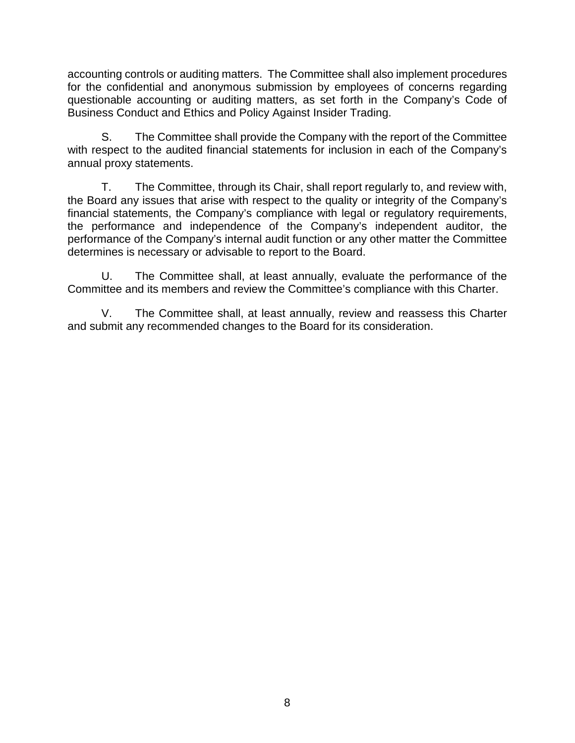accounting controls or auditing matters. The Committee shall also implement procedures for the confidential and anonymous submission by employees of concerns regarding questionable accounting or auditing matters, as set forth in the Company's Code of Business Conduct and Ethics and Policy Against Insider Trading.

S. The Committee shall provide the Company with the report of the Committee with respect to the audited financial statements for inclusion in each of the Company's annual proxy statements.

T. The Committee, through its Chair, shall report regularly to, and review with, the Board any issues that arise with respect to the quality or integrity of the Company's financial statements, the Company's compliance with legal or regulatory requirements, the performance and independence of the Company's independent auditor, the performance of the Company's internal audit function or any other matter the Committee determines is necessary or advisable to report to the Board.

U. The Committee shall, at least annually, evaluate the performance of the Committee and its members and review the Committee's compliance with this Charter.

V. The Committee shall, at least annually, review and reassess this Charter and submit any recommended changes to the Board for its consideration.